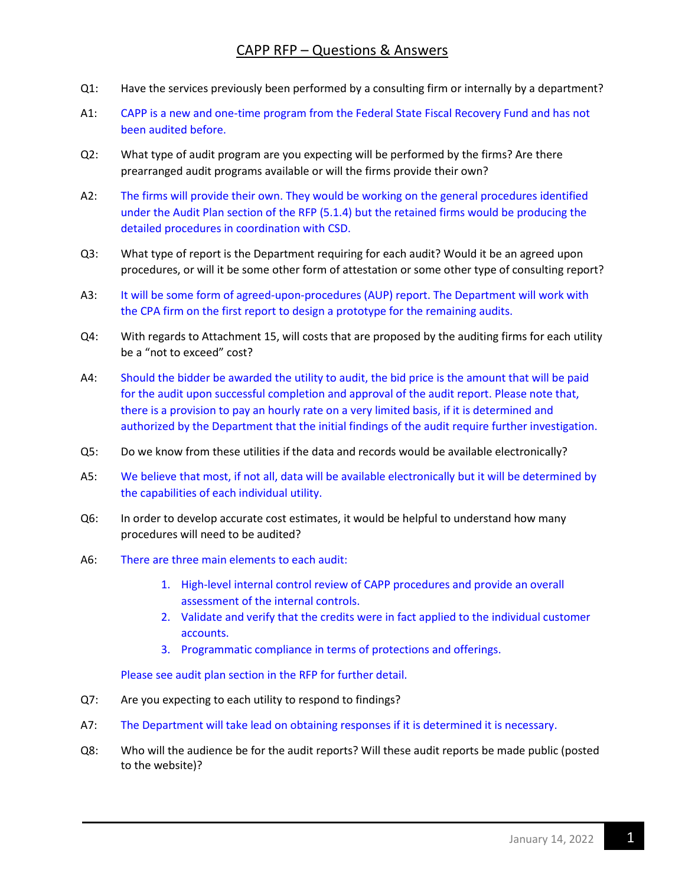# CAPP RFP – Questions & Answers

Q1: Have the services previously been performed by a consulting firm or internally by a department?

A1: CAPP is a new and one-time program from the Federal State Fiscal Recovery Fund and has not been audited before.

Q2: What type of audit program are you expecting will be performed by the firms? Are there prearranged audit programs available or will the firms provide their own?

A2: The firms will provide their own. They would be working on the general procedures identified under the Audit Plan section of the RFP (5.1.4) but the retained firms would be producing the detailed procedures in coordination with CSD.

Q3: What type of report is the Department requiring for each audit? Would it be an agreed upon procedures, or will it be some other form of attestation or some other type of consulting report?

A3: It will be some form of agreed-upon-procedures (AUP) report. The Department will work with the CPA firm on the first report to design a prototype for the remaining audits.

Q4: With regards to Attachment 15, will costs that are proposed by the auditing firms for each utility be a "not to exceed" cost?

A4: Should the bidder be awarded the utility to audit, the bid price is the amount that will be paid for the audit upon successful completion and approval of the audit report. Please note that, there is a provision to pay an hourly rate on a very limited basis, if it is determined and authorized by the Department that the initial findings of the audit require further investigation.

Q5: Do we know from these utilities if the data and records would be available electronically?

A5: We believe that most, if not all, data will be available electronically but it will be determined by the capabilities of each individual utility.

Q6: In order to develop accurate cost estimates, it would be helpful to understand how many procedures will need to be audited?

A6: There are three main elements to each audit:

1. High-level internal control review of CAPP procedures and provide an overall assessment of the internal controls.
2. Validate and verify that the credits were in fact applied to the individual customer accounts.
3. Programmatic compliance in terms of protections and offerings.

Please see audit plan section in the RFP for further detail.

Q7: Are you expecting to each utility to respond to findings?

A7: The Department will take lead on obtaining responses if it is determined it is necessary.

Q8: Who will the audience be for the audit reports? Will these audit reports be made public (posted to the website)?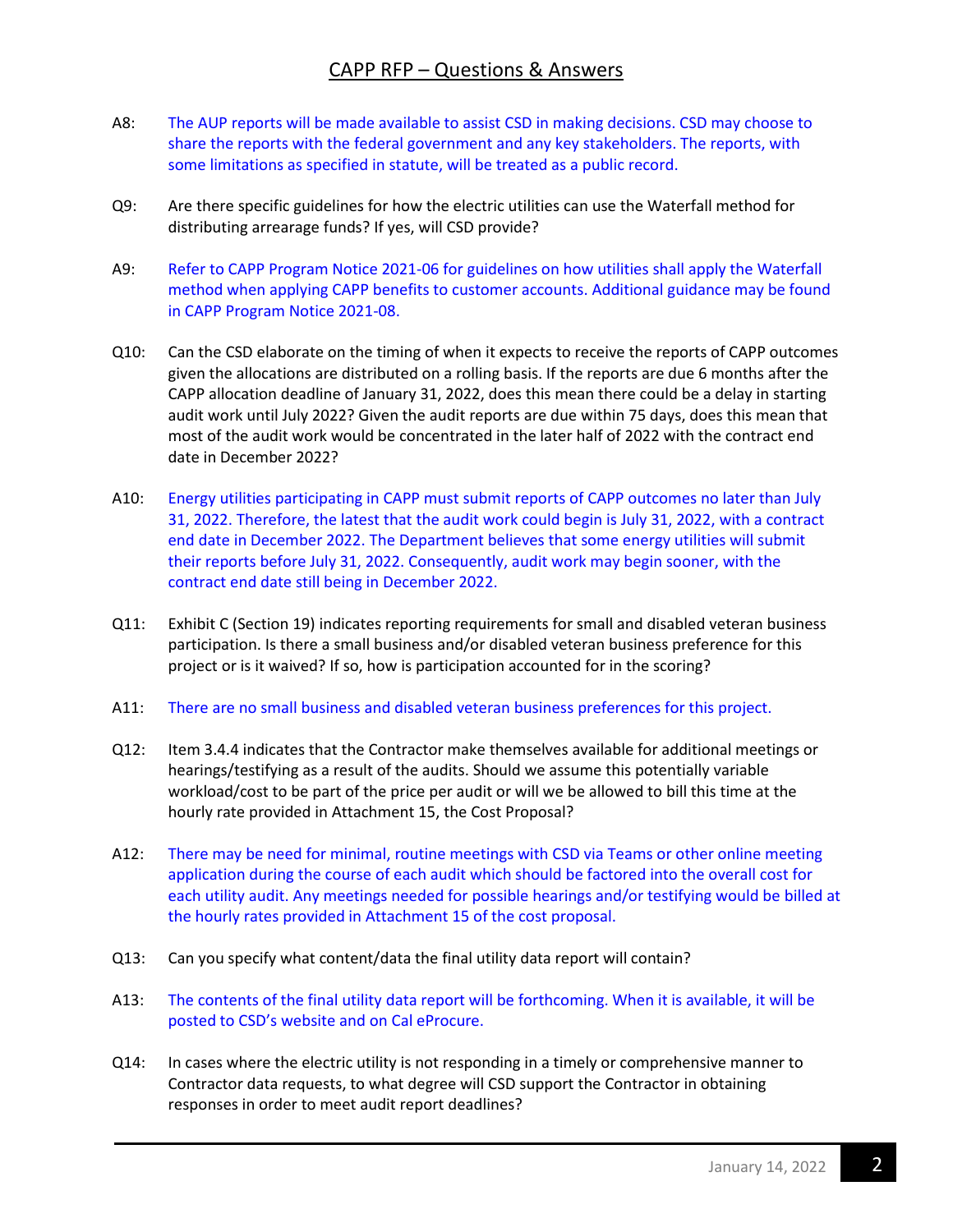A8: The AUP reports will be made available to assist CSD in making decisions. CSD may choose to share the reports with the federal government and any key stakeholders. The reports, with some limitations as specified in statute, will be treated as a public record.

Q9: Are there specific guidelines for how the electric utilities can use the Waterfall method for distributing arrearage funds? If yes, will CSD provide?

A9: Refer to CAPP Program Notice 2021-06 for guidelines on how utilities shall apply the Waterfall method when applying CAPP benefits to customer accounts. Additional guidance may be found in CAPP Program Notice 2021-08.

Q10: Can the CSD elaborate on the timing of when it expects to receive the reports of CAPP outcomes given the allocations are distributed on a rolling basis. If the reports are due 6 months after the CAPP allocation deadline of January 31, 2022, does this mean there could be a delay in starting audit work until July 2022? Given the audit reports are due within 75 days, does this mean that most of the audit work would be concentrated in the later half of 2022 with the contract end date in December 2022?

A10: Energy utilities participating in CAPP must submit reports of CAPP outcomes no later than July 31, 2022. Therefore, the latest that the audit work could begin is July 31, 2022, with a contract end date in December 2022. The Department believes that some energy utilities will submit their reports before July 31, 2022. Consequently, audit work may begin sooner, with the contract end date still being in December 2022.

Q11: Exhibit C (Section 19) indicates reporting requirements for small and disabled veteran business participation. Is there a small business and/or disabled veteran business preference for this project or is it waived? If so, how is participation accounted for in the scoring?

A11: There are no small business and disabled veteran business preferences for this project.

Q12: Item 3.4.4 indicates that the Contractor make themselves available for additional meetings or hearings/testifying as a result of the audits. Should we assume this potentially variable workload/cost to be part of the price per audit or will we be allowed to bill this time at the hourly rate provided in Attachment 15, the Cost Proposal?

A12: There may be need for minimal, routine meetings with CSD via Teams or other online meeting application during the course of each audit which should be factored into the overall cost for each utility audit. Any meetings needed for possible hearings and/or testifying would be billed at the hourly rates provided in Attachment 15 of the cost proposal.

Q13: Can you specify what content/data the final utility data report will contain?

A13: The contents of the final utility data report will be forthcoming. When it is available, it will be posted to CSD's website and on Cal eProcure.

Q14: In cases where the electric utility is not responding in a timely or comprehensive manner to Contractor data requests, to what degree will CSD support the Contractor in obtaining responses in order to meet audit report deadlines?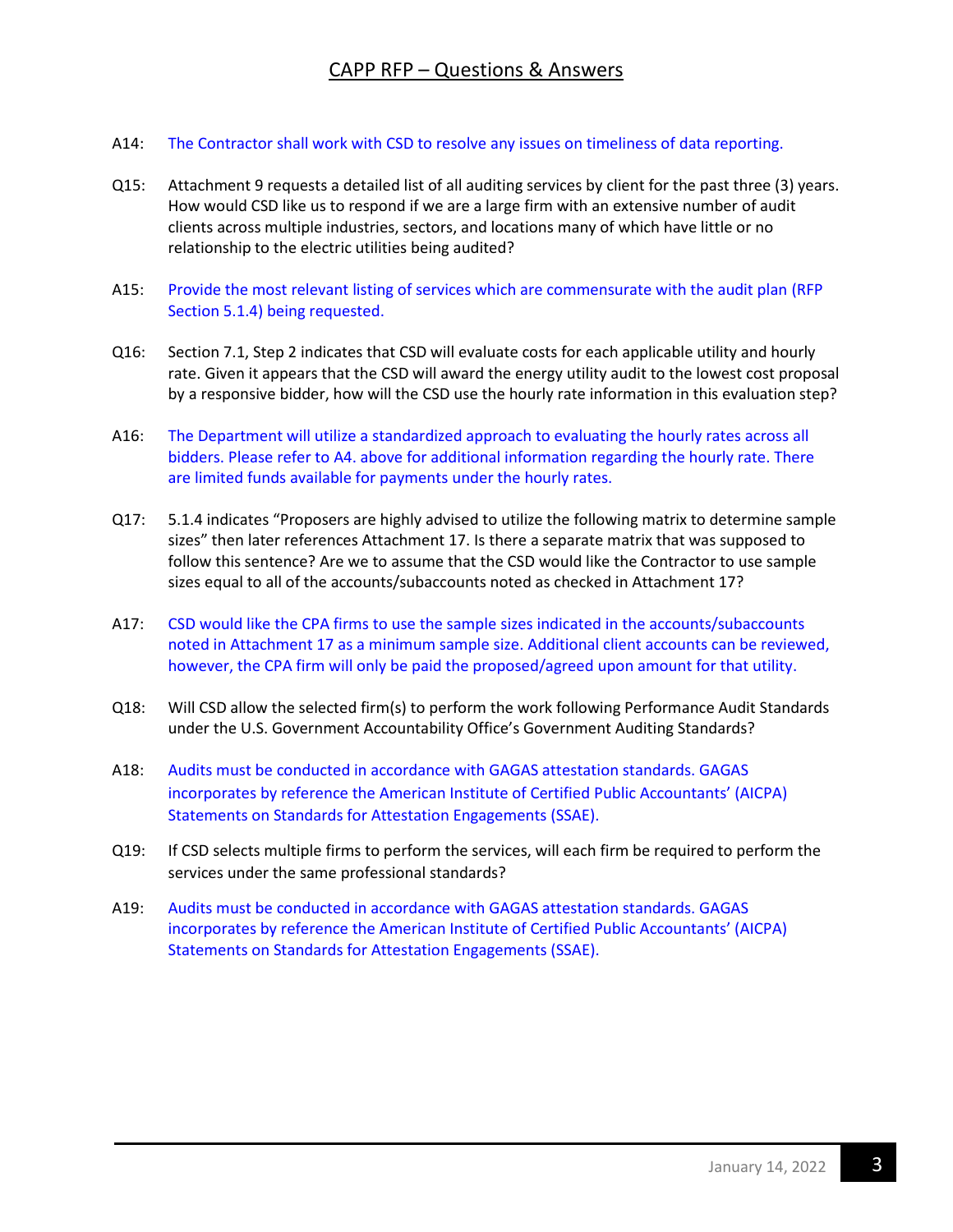## CAPP RFP – Questions & Answers

A14: The Contractor shall work with CSD to resolve any issues on timeliness of data reporting.

Q15: Attachment 9 requests a detailed list of all auditing services by client for the past three (3) years. How would CSD like us to respond if we are a large firm with an extensive number of audit clients across multiple industries, sectors, and locations many of which have little or no relationship to the electric utilities being audited?

A15: Provide the most relevant listing of services which are commensurate with the audit plan (RFP Section 5.1.4) being requested.

Q16: Section 7.1, Step 2 indicates that CSD will evaluate costs for each applicable utility and hourly rate. Given it appears that the CSD will award the energy utility audit to the lowest cost proposal by a responsive bidder, how will the CSD use the hourly rate information in this evaluation step?

A16: The Department will utilize a standardized approach to evaluating the hourly rates across all bidders. Please refer to A4. above for additional information regarding the hourly rate. There are limited funds available for payments under the hourly rates.

Q17: 5.1.4 indicates "Proposers are highly advised to utilize the following matrix to determine sample sizes" then later references Attachment 17. Is there a separate matrix that was supposed to follow this sentence? Are we to assume that the CSD would like the Contractor to use sample sizes equal to all of the accounts/subaccounts noted as checked in Attachment 17?

A17: CSD would like the CPA firms to use the sample sizes indicated in the accounts/subaccounts noted in Attachment 17 as a minimum sample size. Additional client accounts can be reviewed, however, the CPA firm will only be paid the proposed/agreed upon amount for that utility.

Q18: Will CSD allow the selected firm(s) to perform the work following Performance Audit Standards under the U.S. Government Accountability Office's Government Auditing Standards?

A18: Audits must be conducted in accordance with GAGAS attestation standards. GAGAS incorporates by reference the American Institute of Certified Public Accountants' (AICPA) Statements on Standards for Attestation Engagements (SSAE).

Q19: If CSD selects multiple firms to perform the services, will each firm be required to perform the services under the same professional standards?

A19: Audits must be conducted in accordance with GAGAS attestation standards. GAGAS incorporates by reference the American Institute of Certified Public Accountants' (AICPA) Statements on Standards for Attestation Engagements (SSAE).